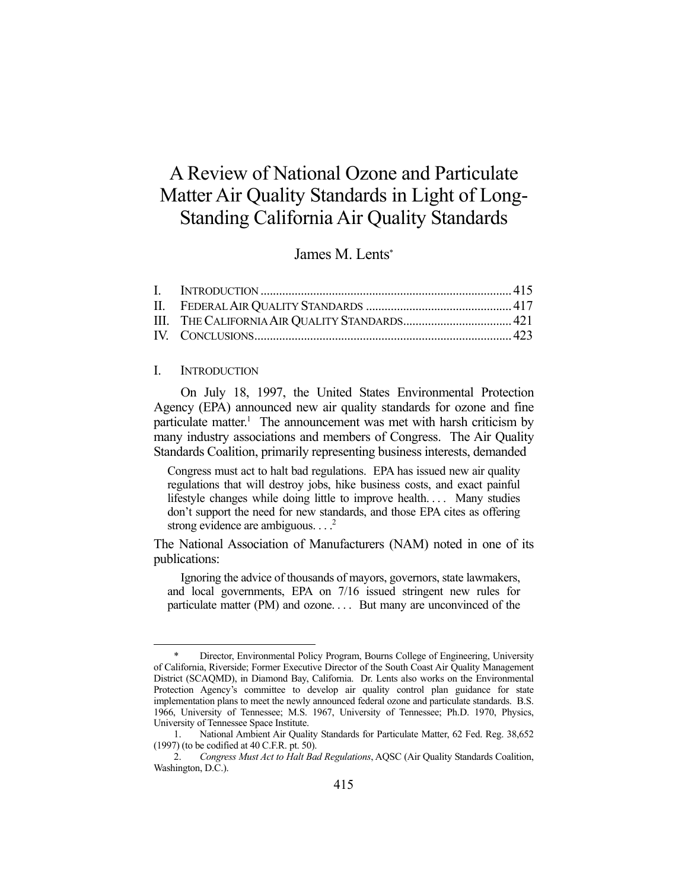# A Review of National Ozone and Particulate Matter Air Quality Standards in Light of Long-Standing California Air Quality Standards

James M. Lents*

| | | |
|---|---|---|
| I. | INTRODUCTION | 415 |
| II. | FEDERAL AIR QUALITY STANDARDS | 417 |
| III. | THE CALIFORNIA AIR QUALITY STANDARDS | 421 |
| IV. | CONCLUSIONS | 423 |

## I. INTRODUCTION

On July 18, 1997, the United States Environmental Protection Agency (EPA) announced new air quality standards for ozone and fine particulate matter.[1] The announcement was met with harsh criticism by many industry associations and members of Congress. The Air Quality Standards Coalition, primarily representing business interests, demanded

> Congress must act to halt bad regulations. EPA has issued new air quality regulations that will destroy jobs, hike business costs, and exact painful lifestyle changes while doing little to improve health. . . . Many studies don't support the need for new standards, and those EPA cites as offering strong evidence are ambiguous. . . .[2]

The National Association of Manufacturers (NAM) noted in one of its publications:

> Ignoring the advice of thousands of mayors, governors, state lawmakers, and local governments, EPA on 7/16 issued stringent new rules for particulate matter (PM) and ozone. . . . But many are unconvinced of the

---

\* Director, Environmental Policy Program, Bourns College of Engineering, University of California, Riverside; Former Executive Director of the South Coast Air Quality Management District (SCAQMD), in Diamond Bay, California. Dr. Lents also works on the Environmental Protection Agency's committee to develop air quality control plan guidance for state implementation plans to meet the newly announced federal ozone and particulate standards. B.S. 1966, University of Tennessee; M.S. 1967, University of Tennessee; Ph.D. 1970, Physics, University of Tennessee Space Institute.

1. National Ambient Air Quality Standards for Particulate Matter, 62 Fed. Reg. 38,652 (1997) (to be codified at 40 C.F.R. pt. 50).

2. *Congress Must Act to Halt Bad Regulations*, AQSC (Air Quality Standards Coalition, Washington, D.C.).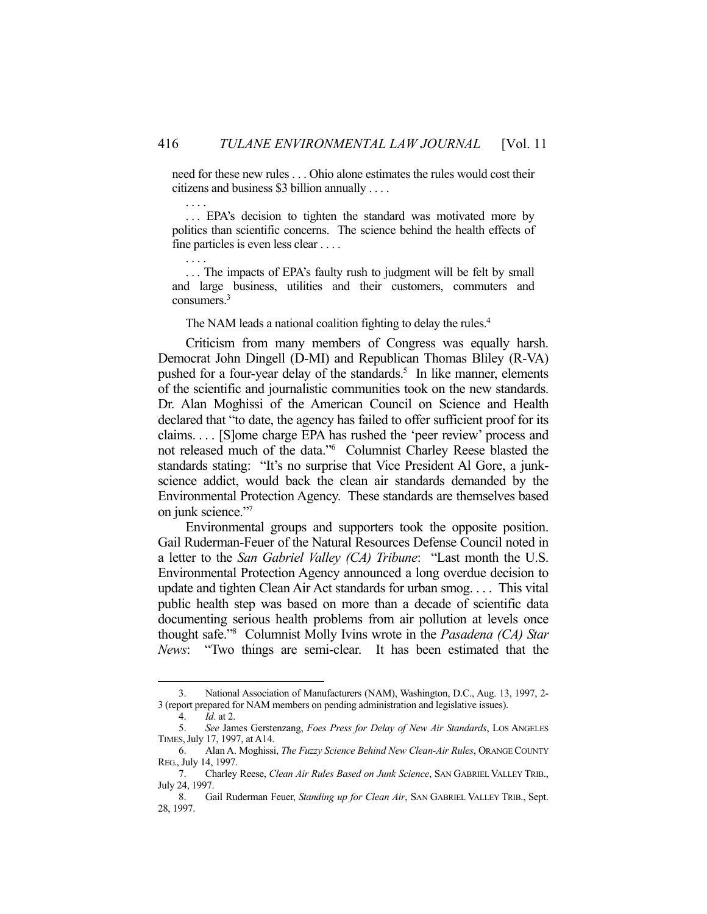> need for these new rules . . . Ohio alone estimates the rules would cost their citizens and business $3 billion annually . . . .
>
> . . . .
>
> . . . EPA's decision to tighten the standard was motivated more by politics than scientific concerns. The science behind the health effects of fine particles is even less clear . . . .
>
> . . . .
>
> . . . The impacts of EPA's faulty rush to judgment will be felt by small and large business, utilities and their customers, commuters and consumers.[3]

The NAM leads a national coalition fighting to delay the rules.[4]

Criticism from many members of Congress was equally harsh. Democrat John Dingell (D-MI) and Republican Thomas Bliley (R-VA) pushed for a four-year delay of the standards.[5] In like manner, elements of the scientific and journalistic communities took on the new standards. Dr. Alan Moghissi of the American Council on Science and Health declared that "to date, the agency has failed to offer sufficient proof for its claims. . . . [S]ome charge EPA has rushed the 'peer review' process and not released much of the data."[6] Columnist Charley Reese blasted the standards stating: "It's no surprise that Vice President Al Gore, a junk-science addict, would back the clean air standards demanded by the Environmental Protection Agency. These standards are themselves based on junk science."[7]

Environmental groups and supporters took the opposite position. Gail Ruderman-Feuer of the Natural Resources Defense Council noted in a letter to the *San Gabriel Valley (CA) Tribune*: "Last month the U.S. Environmental Protection Agency announced a long overdue decision to update and tighten Clean Air Act standards for urban smog. . . . This vital public health step was based on more than a decade of scientific data documenting serious health problems from air pollution at levels once thought safe."[8] Columnist Molly Ivins wrote in the *Pasadena (CA) Star News*: "Two things are semi-clear. It has been estimated that the

---

3. National Association of Manufacturers (NAM), Washington, D.C., Aug. 13, 1997, 2-3 (report prepared for NAM members on pending administration and legislative issues).

4. *Id.* at 2.

5. *See* James Gerstenzang, *Foes Press for Delay of New Air Standards*, LOS ANGELES TIMES, July 17, 1997, at A14.

6. Alan A. Moghissi, *The Fuzzy Science Behind New Clean-Air Rules*, ORANGE COUNTY REG., July 14, 1997.

7. Charley Reese, *Clean Air Rules Based on Junk Science*, SAN GABRIEL VALLEY TRIB., July 24, 1997.

8. Gail Ruderman Feuer, *Standing up for Clean Air*, SAN GABRIEL VALLEY TRIB., Sept. 28, 1997.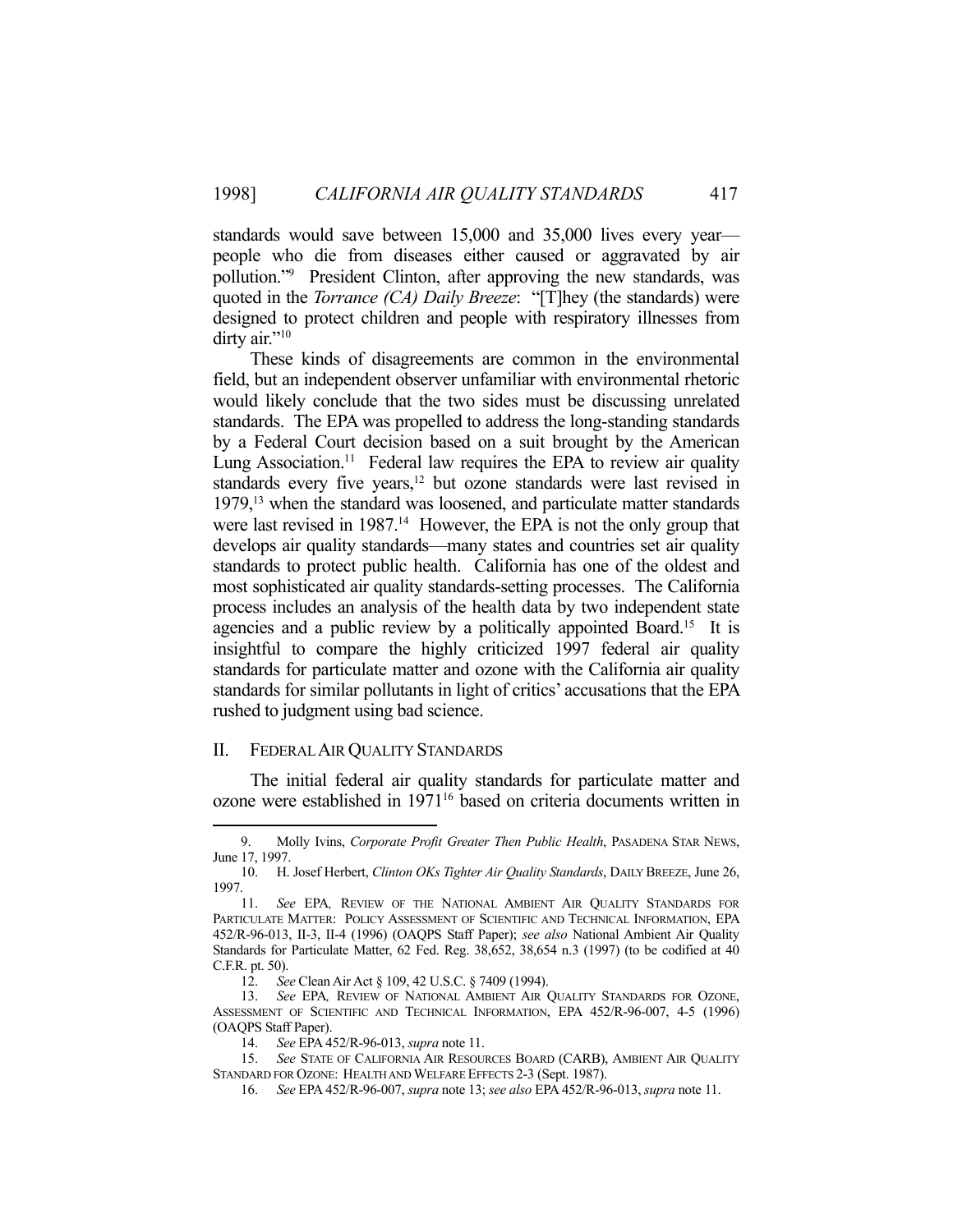standards would save between 15,000 and 35,000 lives every year—people who die from diseases either caused or aggravated by air pollution."[9] President Clinton, after approving the new standards, was quoted in the *Torrance (CA) Daily Breeze*: "[T]hey (the standards) were designed to protect children and people with respiratory illnesses from dirty air."[10]

These kinds of disagreements are common in the environmental field, but an independent observer unfamiliar with environmental rhetoric would likely conclude that the two sides must be discussing unrelated standards. The EPA was propelled to address the long-standing standards by a Federal Court decision based on a suit brought by the American Lung Association.[11] Federal law requires the EPA to review air quality standards every five years,[12] but ozone standards were last revised in 1979,[13] when the standard was loosened, and particulate matter standards were last revised in 1987.[14] However, the EPA is not the only group that develops air quality standards—many states and countries set air quality standards to protect public health. California has one of the oldest and most sophisticated air quality standards-setting processes. The California process includes an analysis of the health data by two independent state agencies and a public review by a politically appointed Board.[15] It is insightful to compare the highly criticized 1997 federal air quality standards for particulate matter and ozone with the California air quality standards for similar pollutants in light of critics' accusations that the EPA rushed to judgment using bad science.

## II. FEDERAL AIR QUALITY STANDARDS

The initial federal air quality standards for particulate matter and ozone were established in 1971[16] based on criteria documents written in

---

9. Molly Ivins, *Corporate Profit Greater Then Public Health*, PASADENA STAR NEWS, June 17, 1997.

10. H. Josef Herbert, *Clinton OKs Tighter Air Quality Standards*, DAILY BREEZE, June 26, 1997.

11. *See* EPA, REVIEW OF THE NATIONAL AMBIENT AIR QUALITY STANDARDS FOR PARTICULATE MATTER: POLICY ASSESSMENT OF SCIENTIFIC AND TECHNICAL INFORMATION, EPA 452/R-96-013, II-3, II-4 (1996) (OAQPS Staff Paper); *see also* National Ambient Air Quality Standards for Particulate Matter, 62 Fed. Reg. 38,652, 38,654 n.3 (1997) (to be codified at 40 C.F.R. pt. 50).

12. *See* Clean Air Act § 109, 42 U.S.C. § 7409 (1994).

13. *See* EPA, REVIEW OF NATIONAL AMBIENT AIR QUALITY STANDARDS FOR OZONE, ASSESSMENT OF SCIENTIFIC AND TECHNICAL INFORMATION, EPA 452/R-96-007, 4-5 (1996) (OAQPS Staff Paper).

14. *See* EPA 452/R-96-013, *supra* note 11.

15. *See* STATE OF CALIFORNIA AIR RESOURCES BOARD (CARB), AMBIENT AIR QUALITY STANDARD FOR OZONE: HEALTH AND WELFARE EFFECTS 2-3 (Sept. 1987).

16. *See* EPA 452/R-96-007, *supra* note 13; *see also* EPA 452/R-96-013, *supra* note 11.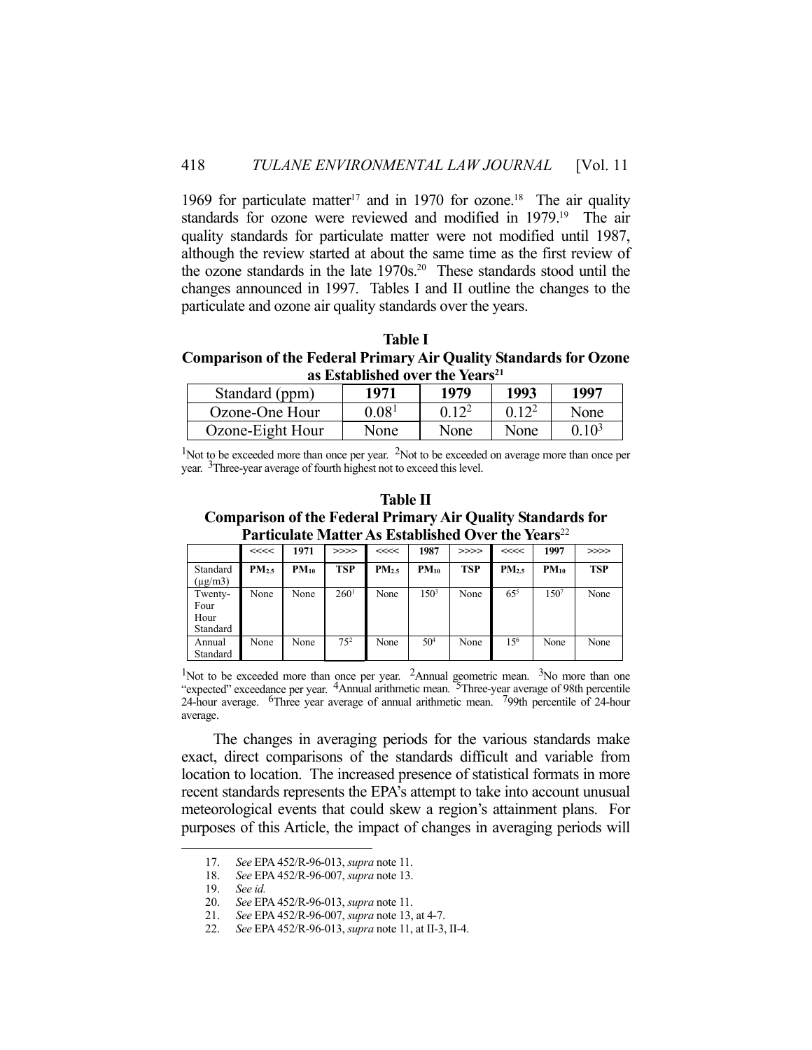1969 for particulate matter[17] and in 1970 for ozone.[18] The air quality standards for ozone were reviewed and modified in 1979.[19] The air quality standards for particulate matter were not modified until 1987, although the review started at about the same time as the first review of the ozone standards in the late 1970s.[20] These standards stood until the changes announced in 1997. Tables I and II outline the changes to the particulate and ozone air quality standards over the years.

**Table I**
**Comparison of the Federal Primary Air Quality Standards for Ozone as Established over the Years[21]**

| Standard (ppm) | 1971 | 1979 | 1993 | 1997 |
|---|---|---|---|---|
| Ozone-One Hour | 0.08[1] | 0.12[2] | 0.12[2] | None |
| Ozone-Eight Hour | None | None | None | 0.10[3] |

[1]Not to be exceeded more than once per year. [2]Not to be exceeded on average more than once per year. [3]Three-year average of fourth highest not to exceed this level.

**Table II**
**Comparison of the Federal Primary Air Quality Standards for Particulate Matter As Established Over the Years[22]**

| | <<<< | 1971 | >>>> | <<<< | 1987 | >>>> | <<<< | 1997 | >>>> |
|---|---|---|---|---|---|---|---|---|---|
| Standard (μg/m3) | **$PM_{2.5}$** | **$PM_{10}$** | **TSP** | **$PM_{2.5}$** | **$PM_{10}$** | **TSP** | **$PM_{2.5}$** | **$PM_{10}$** | **TSP** |
| Twenty-Four Hour Standard | None | None | 260[1] | None | 150[3] | None | 65[5] | 150[7] | None |
| Annual Standard | None | None | 75[2] | None | 50[4] | None | 15[6] | None | None |

[1]Not to be exceeded more than once per year. [2]Annual geometric mean. [3]No more than one "expected" exceedance per year. [4]Annual arithmetic mean. [5]Three-year average of 98th percentile 24-hour average. [6]Three year average of annual arithmetic mean. [7]99th percentile of 24-hour average.

The changes in averaging periods for the various standards make exact, direct comparisons of the standards difficult and variable from location to location. The increased presence of statistical formats in more recent standards represents the EPA's attempt to take into account unusual meteorological events that could skew a region's attainment plans. For purposes of this Article, the impact of changes in averaging periods will

---

17. *See* EPA 452/R-96-013, *supra* note 11.
18. *See* EPA 452/R-96-007, *supra* note 13.
19. *See id.*
20. *See* EPA 452/R-96-013, *supra* note 11.
21. *See* EPA 452/R-96-007, *supra* note 13, at 4-7.
22. *See* EPA 452/R-96-013, *supra* note 11, at II-3, II-4.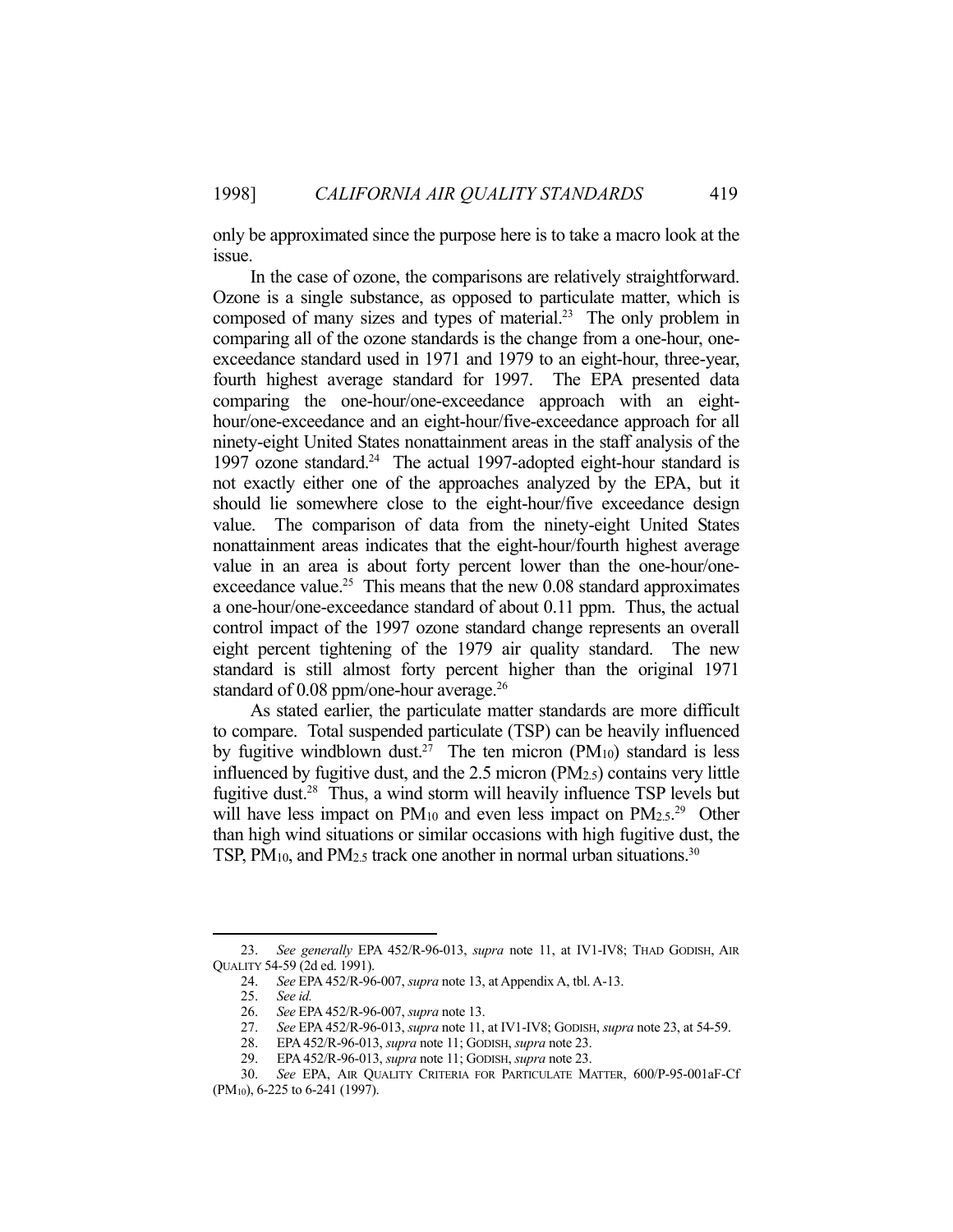only be approximated since the purpose here is to take a macro look at the issue.

In the case of ozone, the comparisons are relatively straightforward. Ozone is a single substance, as opposed to particulate matter, which is composed of many sizes and types of material.[23] The only problem in comparing all of the ozone standards is the change from a one-hour, one-exceedance standard used in 1971 and 1979 to an eight-hour, three-year, fourth highest average standard for 1997. The EPA presented data comparing the one-hour/one-exceedance approach with an eight-hour/one-exceedance and an eight-hour/five-exceedance approach for all ninety-eight United States nonattainment areas in the staff analysis of the 1997 ozone standard.[24] The actual 1997-adopted eight-hour standard is not exactly either one of the approaches analyzed by the EPA, but it should lie somewhere close to the eight-hour/five exceedance design value. The comparison of data from the ninety-eight United States nonattainment areas indicates that the eight-hour/fourth highest average value in an area is about forty percent lower than the one-hour/one-exceedance value.[25] This means that the new 0.08 standard approximates a one-hour/one-exceedance standard of about 0.11 ppm. Thus, the actual control impact of the 1997 ozone standard change represents an overall eight percent tightening of the 1979 air quality standard. The new standard is still almost forty percent higher than the original 1971 standard of 0.08 ppm/one-hour average.[26]

As stated earlier, the particulate matter standards are more difficult to compare. Total suspended particulate (TSP) can be heavily influenced by fugitive windblown dust.[27] The ten micron ($PM_{10}$) standard is less influenced by fugitive dust, and the 2.5 micron ($PM_{2.5}$) contains very little fugitive dust.[28] Thus, a wind storm will heavily influence TSP levels but will have less impact on $PM_{10}$ and even less impact on $PM_{2.5}$.[29] Other than high wind situations or similar occasions with high fugitive dust, the TSP, $PM_{10}$, and $PM_{2.5}$ track one another in normal urban situations.[30]

---

23. *See generally* EPA 452/R-96-013, *supra* note 11, at IV1-IV8; THAD GODISH, AIR QUALITY 54-59 (2d ed. 1991).

24. *See* EPA 452/R-96-007, *supra* note 13, at Appendix A, tbl. A-13.

25. *See id.*

26. *See* EPA 452/R-96-007, *supra* note 13.

27. *See* EPA 452/R-96-013, *supra* note 11, at IV1-IV8; GODISH, *supra* note 23, at 54-59.

28. EPA 452/R-96-013, *supra* note 11; GODISH, *supra* note 23.

29. EPA 452/R-96-013, *supra* note 11; GODISH, *supra* note 23.

30. *See* EPA, AIR QUALITY CRITERIA FOR PARTICULATE MATTER, 600/P-95-001aF-Cf ($PM_{10}$), 6-225 to 6-241 (1997).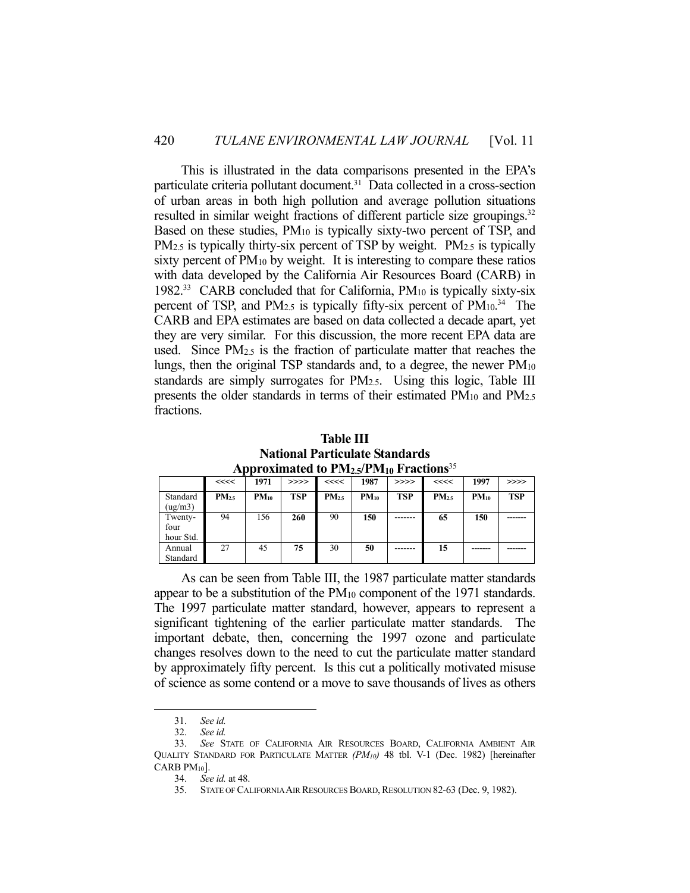This is illustrated in the data comparisons presented in the EPA's particulate criteria pollutant document.[31] Data collected in a cross-section of urban areas in both high pollution and average pollution situations resulted in similar weight fractions of different particle size groupings.[32] Based on these studies, $PM_{10}$ is typically sixty-two percent of TSP, and $PM_{2.5}$ is typically thirty-six percent of TSP by weight. $PM_{2.5}$ is typically sixty percent of $PM_{10}$ by weight. It is interesting to compare these ratios with data developed by the California Air Resources Board (CARB) in 1982.[33] CARB concluded that for California, $PM_{10}$ is typically sixty-six percent of TSP, and $PM_{2.5}$ is typically fifty-six percent of $PM_{10}$.[34] The CARB and EPA estimates are based on data collected a decade apart, yet they are very similar. For this discussion, the more recent EPA data are used. Since $PM_{2.5}$ is the fraction of particulate matter that reaches the lungs, then the original TSP standards and, to a degree, the newer $PM_{10}$ standards are simply surrogates for $PM_{2.5}$. Using this logic, Table III presents the older standards in terms of their estimated $PM_{10}$ and $PM_{2.5}$ fractions.

**Table III**
**National Particulate Standards**
**Approximated to $PM_{2.5}$/$PM_{10}$ Fractions**[35]

| | <<<< | 1971 | >>>> | <<<< | 1987 | >>>> | <<<< | 1997 | >>>> |
|---|---|---|---|---|---|---|---|---|---|
| Standard (ug/m3) | **$PM_{2.5}$** | **$PM_{10}$** | **TSP** | **$PM_{2.5}$** | **$PM_{10}$** | **TSP** | **$PM_{2.5}$** | **$PM_{10}$** | **TSP** |
| Twenty-four hour Std. | 94 | 156 | **260** | 90 | **150** | ------- | **65** | **150** | ------- |
| Annual Standard | 27 | 45 | **75** | 30 | **50** | ------- | **15** | ------- | ------- |

As can be seen from Table III, the 1987 particulate matter standards appear to be a substitution of the $PM_{10}$ component of the 1971 standards. The 1997 particulate matter standard, however, appears to represent a significant tightening of the earlier particulate matter standards. The important debate, then, concerning the 1997 ozone and particulate changes resolves down to the need to cut the particulate matter standard by approximately fifty percent. Is this cut a politically motivated misuse of science as some contend or a move to save thousands of lives as others

---

31. *See id.*

32. *See id.*

33. *See* STATE OF CALIFORNIA AIR RESOURCES BOARD, CALIFORNIA AMBIENT AIR QUALITY STANDARD FOR PARTICULATE MATTER *($PM_{10}$)* 48 tbl. V-1 (Dec. 1982) [hereinafter CARB $PM_{10}$].

34. *See id.* at 48.

35. STATE OF CALIFORNIA AIR RESOURCES BOARD, RESOLUTION 82-63 (Dec. 9, 1982).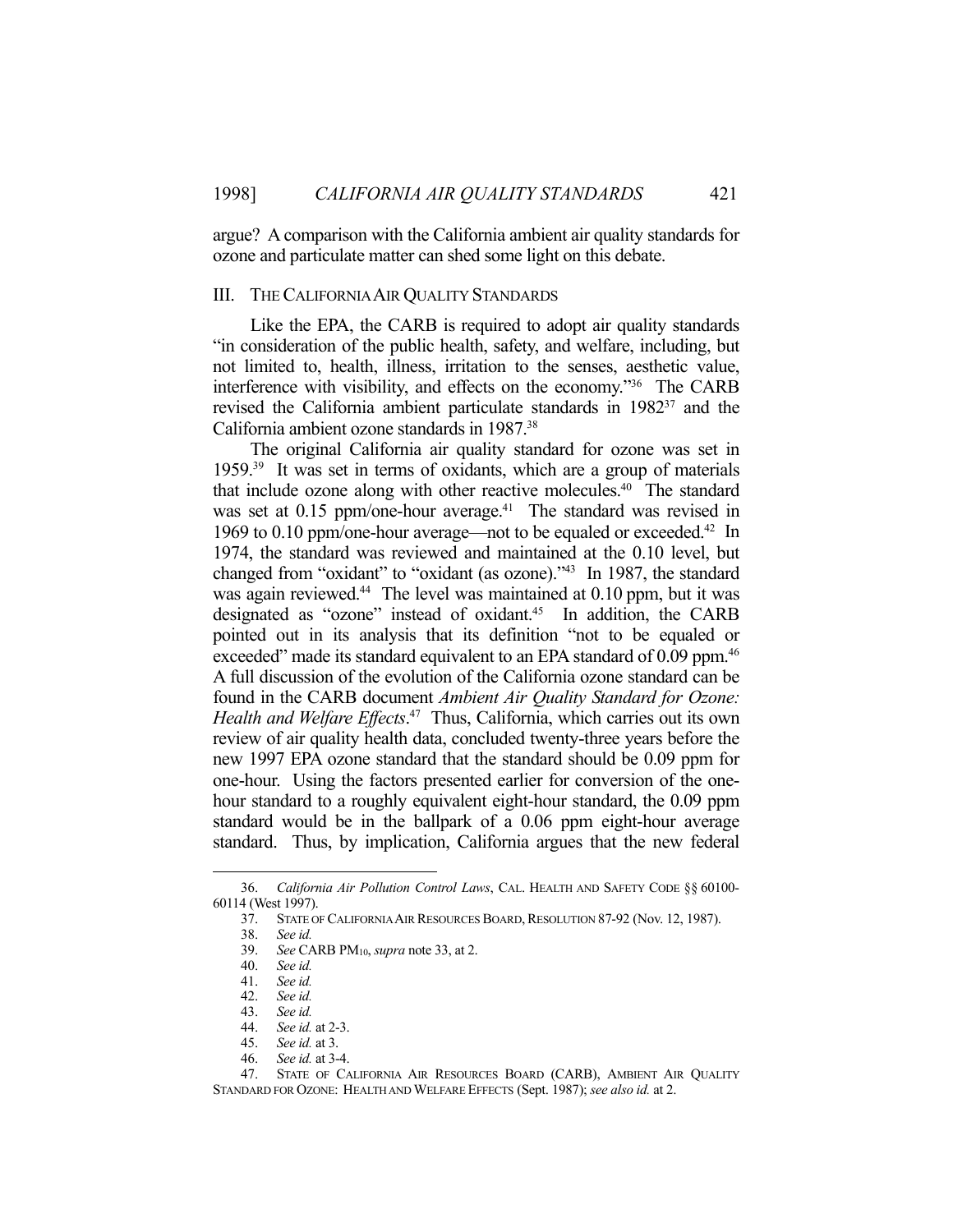argue? A comparison with the California ambient air quality standards for ozone and particulate matter can shed some light on this debate.

## III. THE CALIFORNIA AIR QUALITY STANDARDS

Like the EPA, the CARB is required to adopt air quality standards "in consideration of the public health, safety, and welfare, including, but not limited to, health, illness, irritation to the senses, aesthetic value, interference with visibility, and effects on the economy."[36] The CARB revised the California ambient particulate standards in 1982[37] and the California ambient ozone standards in 1987.[38]

The original California air quality standard for ozone was set in 1959.[39] It was set in terms of oxidants, which are a group of materials that include ozone along with other reactive molecules.[40] The standard was set at 0.15 ppm/one-hour average.[41] The standard was revised in 1969 to 0.10 ppm/one-hour average—not to be equaled or exceeded.[42] In 1974, the standard was reviewed and maintained at the 0.10 level, but changed from "oxidant" to "oxidant (as ozone)."[43] In 1987, the standard was again reviewed.[44] The level was maintained at 0.10 ppm, but it was designated as "ozone" instead of oxidant.[45] In addition, the CARB pointed out in its analysis that its definition "not to be equaled or exceeded" made its standard equivalent to an EPA standard of 0.09 ppm.[46] A full discussion of the evolution of the California ozone standard can be found in the CARB document *Ambient Air Quality Standard for Ozone: Health and Welfare Effects*.[47] Thus, California, which carries out its own review of air quality health data, concluded twenty-three years before the new 1997 EPA ozone standard that the standard should be 0.09 ppm for one-hour. Using the factors presented earlier for conversion of the one-hour standard to a roughly equivalent eight-hour standard, the 0.09 ppm standard would be in the ballpark of a 0.06 ppm eight-hour average standard. Thus, by implication, California argues that the new federal

---

36. *California Air Pollution Control Laws*, CAL. HEALTH AND SAFETY CODE §§ 60100-60114 (West 1997).

37. STATE OF CALIFORNIA AIR RESOURCES BOARD, RESOLUTION 87-92 (Nov. 12, 1987).

38. *See id.*

39. *See* CARB $PM_{10}$, *supra* note 33, at 2.

40. *See id.*

41. *See id.*

42. *See id.*

43. *See id.*

44. *See id.* at 2-3.

45. *See id.* at 3.

46. *See id.* at 3-4.

47. STATE OF CALIFORNIA AIR RESOURCES BOARD (CARB), AMBIENT AIR QUALITY STANDARD FOR OZONE: HEALTH AND WELFARE EFFECTS (Sept. 1987); *see also id.* at 2.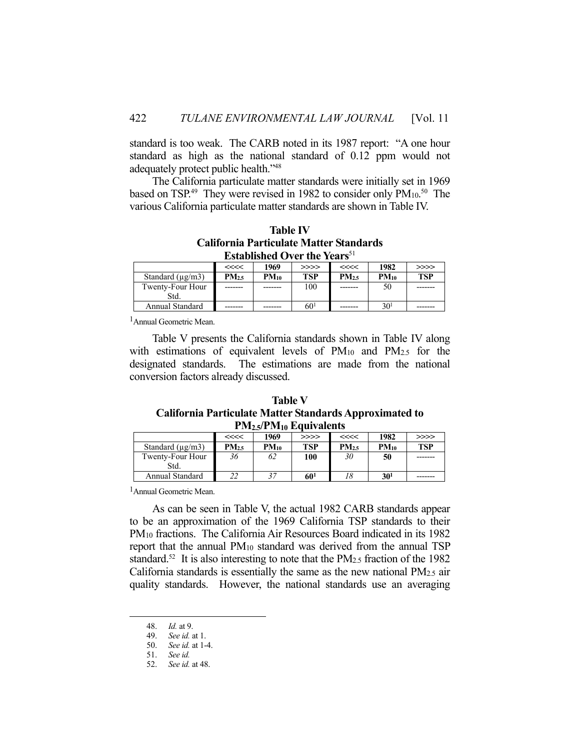standard is too weak. The CARB noted in its 1987 report: "A one hour standard as high as the national standard of 0.12 ppm would not adequately protect public health."[48]

The California particulate matter standards were initially set in 1969 based on TSP.[49] They were revised in 1982 to consider only $PM_{10}$.[50] The various California particulate matter standards are shown in Table IV.

**Table IV**
**California Particulate Matter Standards Established Over the Years**[51]

| | <<<< | 1969 | >>>> | <<<< | 1982 | >>>> |
|---|---|---|---|---|---|---|
| Standard (μg/m3) | **$PM_{2.5}$** | **$PM_{10}$** | **TSP** | **$PM_{2.5}$** | **$PM_{10}$** | **TSP** |
| Twenty-Four Hour Std. | ------- | ------- | 100 | ------- | 50 | ------- |
| Annual Standard | ------- | ------- | 60[1] | ------- | 30[1] | ------- |

[1]Annual Geometric Mean.

Table V presents the California standards shown in Table IV along with estimations of equivalent levels of $PM_{10}$ and $PM_{2.5}$ for the designated standards. The estimations are made from the national conversion factors already discussed.

**Table V**
**California Particulate Matter Standards Approximated to $PM_{2.5}$/$PM_{10}$ Equivalents**

| | <<<< | 1969 | >>>> | <<<< | 1982 | >>>> |
|---|---|---|---|---|---|---|
| Standard (μg/m3) | **$PM_{2.5}$** | **$PM_{10}$** | **TSP** | **$PM_{2.5}$** | **$PM_{10}$** | **TSP** |
| Twenty-Four Hour Std. | *36* | *62* | **100** | *30* | **50** | ------- |
| Annual Standard | *22* | *37* | **60[1]** | *18* | **30[1]** | ------- |

[1]Annual Geometric Mean.

As can be seen in Table V, the actual 1982 CARB standards appear to be an approximation of the 1969 California TSP standards to their $PM_{10}$ fractions. The California Air Resources Board indicated in its 1982 report that the annual $PM_{10}$ standard was derived from the annual TSP standard.[52] It is also interesting to note that the $PM_{2.5}$ fraction of the 1982 California standards is essentially the same as the new national $PM_{2.5}$ air quality standards. However, the national standards use an averaging

---

48. *Id.* at 9.
49. *See id.* at 1.
50. *See id.* at 1-4.
51. *See id.*
52. *See id.* at 48.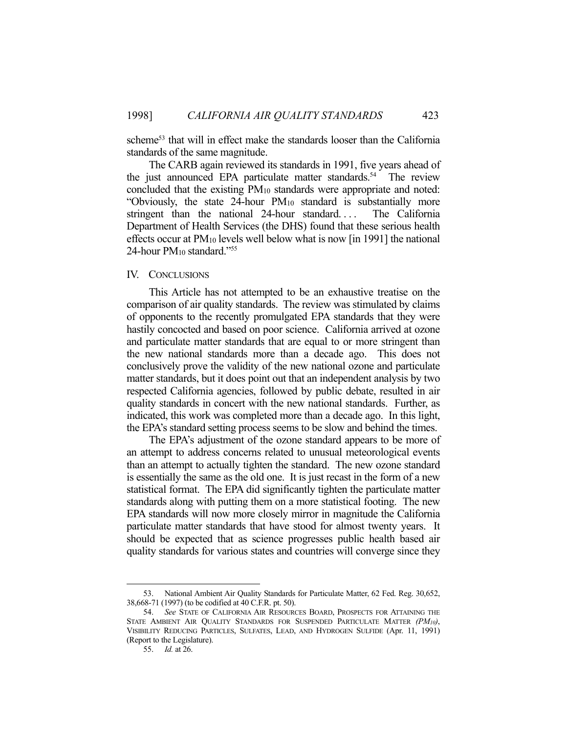scheme[53] that will in effect make the standards looser than the California standards of the same magnitude.

The CARB again reviewed its standards in 1991, five years ahead of the just announced EPA particulate matter standards.[54] The review concluded that the existing $PM_{10}$ standards were appropriate and noted: "Obviously, the state 24-hour $PM_{10}$ standard is substantially more stringent than the national 24-hour standard. . . . The California Department of Health Services (the DHS) found that these serious health effects occur at $PM_{10}$ levels well below what is now [in 1991] the national 24-hour $PM_{10}$ standard."[55]

## IV. CONCLUSIONS

This Article has not attempted to be an exhaustive treatise on the comparison of air quality standards. The review was stimulated by claims of opponents to the recently promulgated EPA standards that they were hastily concocted and based on poor science. California arrived at ozone and particulate matter standards that are equal to or more stringent than the new national standards more than a decade ago. This does not conclusively prove the validity of the new national ozone and particulate matter standards, but it does point out that an independent analysis by two respected California agencies, followed by public debate, resulted in air quality standards in concert with the new national standards. Further, as indicated, this work was completed more than a decade ago. In this light, the EPA's standard setting process seems to be slow and behind the times.

The EPA's adjustment of the ozone standard appears to be more of an attempt to address concerns related to unusual meteorological events than an attempt to actually tighten the standard. The new ozone standard is essentially the same as the old one. It is just recast in the form of a new statistical format. The EPA did significantly tighten the particulate matter standards along with putting them on a more statistical footing. The new EPA standards will now more closely mirror in magnitude the California particulate matter standards that have stood for almost twenty years. It should be expected that as science progresses public health based air quality standards for various states and countries will converge since they

---

53. National Ambient Air Quality Standards for Particulate Matter, 62 Fed. Reg. 30,652, 38,668-71 (1997) (to be codified at 40 C.F.R. pt. 50).

54. *See* STATE OF CALIFORNIA AIR RESOURCES BOARD, PROSPECTS FOR ATTAINING THE STATE AMBIENT AIR QUALITY STANDARDS FOR SUSPENDED PARTICULATE MATTER *($PM_{10}$)*, VISIBILITY REDUCING PARTICLES, SULFATES, LEAD, AND HYDROGEN SULFIDE (Apr. 11, 1991) (Report to the Legislature).

55. *Id.* at 26.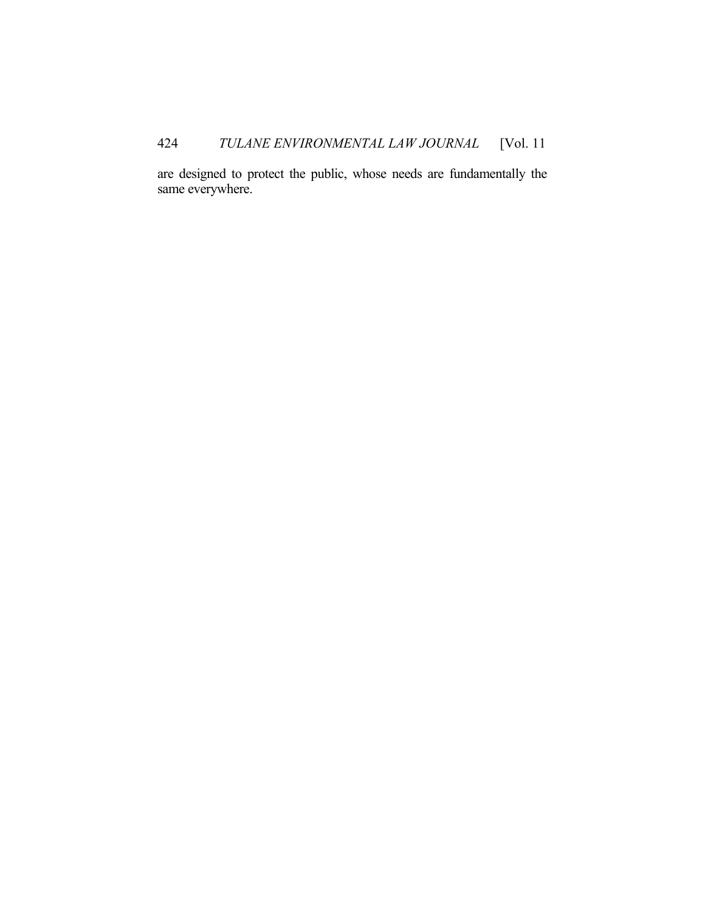are designed to protect the public, whose needs are fundamentally the same everywhere.